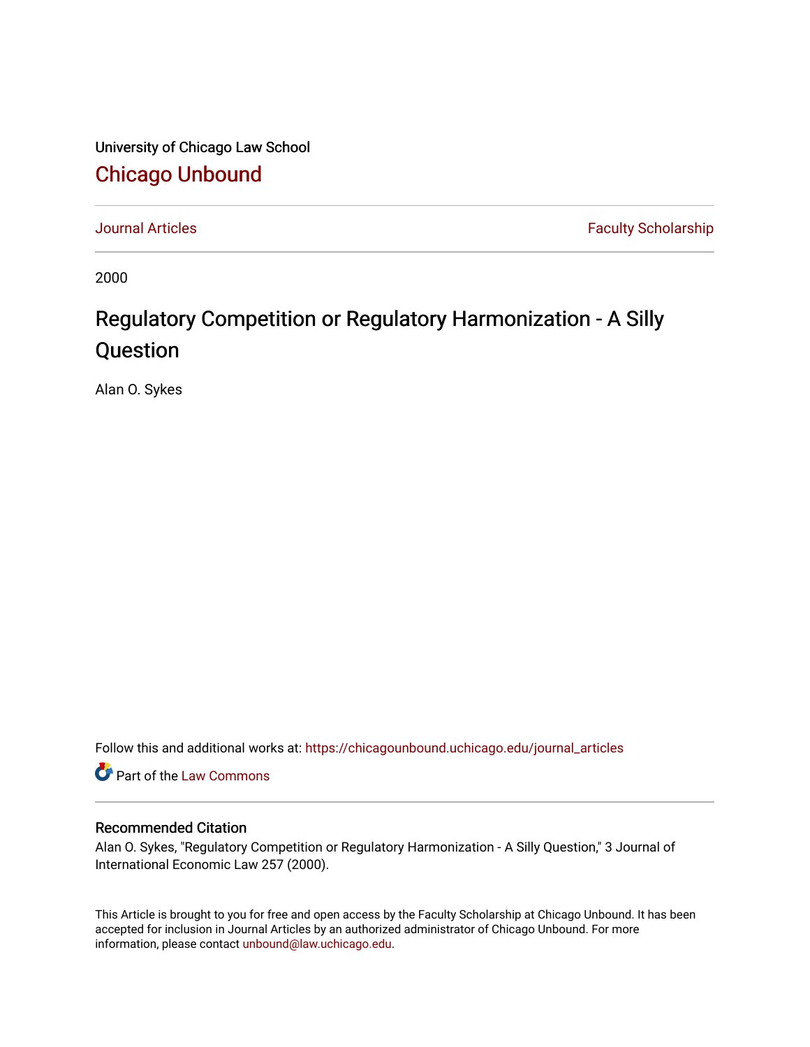University of Chicago Law School

## Chicago Unbound

Journal Articles | Faculty Scholarship

2000

# Regulatory Competition or Regulatory Harmonization - A Silly Question

Alan O. Sykes

Follow this and additional works at: https://chicagounbound.uchicago.edu/journal_articles

Part of the Law Commons

### Recommended Citation

Alan O. Sykes, "Regulatory Competition or Regulatory Harmonization - A Silly Question," 3 Journal of International Economic Law 257 (2000).

This Article is brought to you for free and open access by the Faculty Scholarship at Chicago Unbound. It has been accepted for inclusion in Journal Articles by an authorized administrator of Chicago Unbound. For more information, please contact unbound@law.uchicago.edu.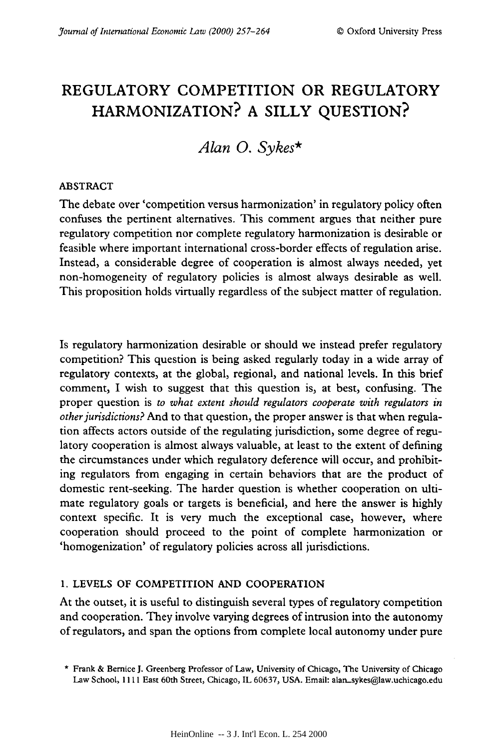# REGULATORY COMPETITION OR REGULATORY HARMONIZATION? A SILLY QUESTION?

## *Alan O. Sykes**

### ABSTRACT

The debate over 'competition versus harmonization' in regulatory policy often confuses the pertinent alternatives. This comment argues that neither pure regulatory competition nor complete regulatory harmonization is desirable or feasible where important international cross-border effects of regulation arise. Instead, a considerable degree of cooperation is almost always needed, yet non-homogeneity of regulatory policies is almost always desirable as well. This proposition holds virtually regardless of the subject matter of regulation.

Is regulatory harmonization desirable or should we instead prefer regulatory competition? This question is being asked regularly today in a wide array of regulatory contexts, at the global, regional, and national levels. In this brief comment, I wish to suggest that this question is, at best, confusing. The proper question is *to what extent should regulators cooperate with regulators in other jurisdictions?* And to that question, the proper answer is that when regulation affects actors outside of the regulating jurisdiction, some degree of regulatory cooperation is almost always valuable, at least to the extent of defining the circumstances under which regulatory deference will occur, and prohibiting regulators from engaging in certain behaviors that are the product of domestic rent-seeking. The harder question is whether cooperation on ultimate regulatory goals or targets is beneficial, and here the answer is highly context specific. It is very much the exceptional case, however, where cooperation should proceed to the point of complete harmonization or 'homogenization' of regulatory policies across all jurisdictions.

### 1. LEVELS OF COMPETITION AND COOPERATION

At the outset, it is useful to distinguish several types of regulatory competition and cooperation. They involve varying degrees of intrusion into the autonomy of regulators, and span the options from complete local autonomy under pure

\* Frank & Bernice J. Greenberg Professor of Law, University of Chicago, The University of Chicago Law School, 1111 East 60th Street, Chicago, IL 60637, USA. Email: alan_sykes@law.uchicago.edu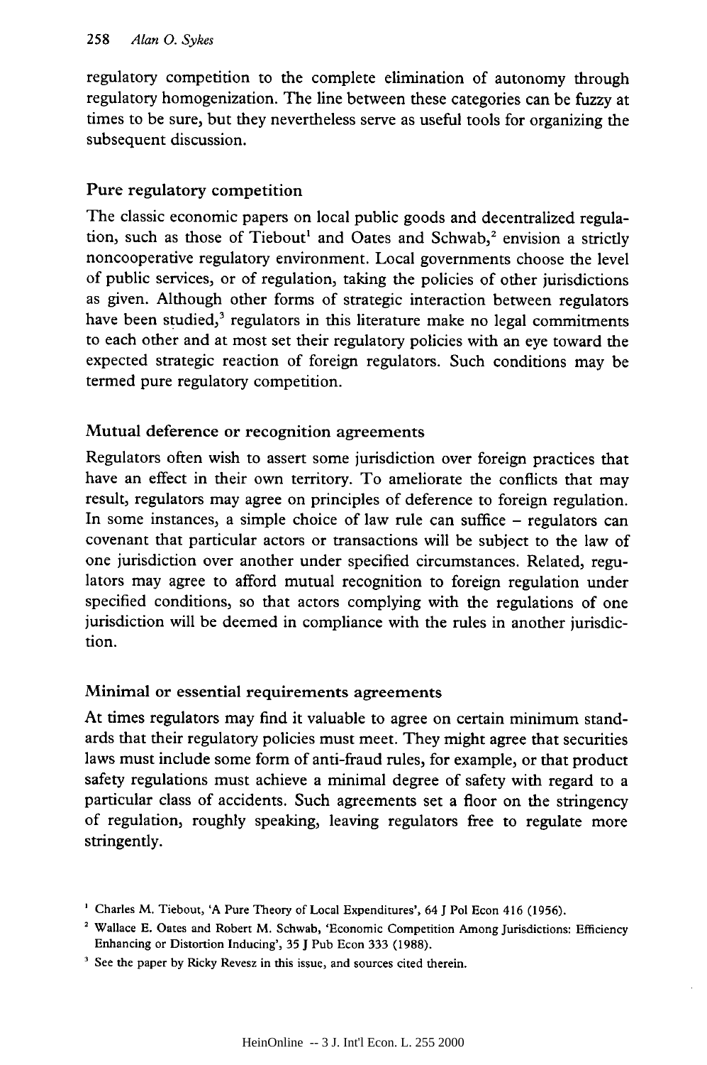regulatory competition to the complete elimination of autonomy through regulatory homogenization. The line between these categories can be fuzzy at times to be sure, but they nevertheless serve as useful tools for organizing the subsequent discussion.

### Pure regulatory competition

The classic economic papers on local public goods and decentralized regulation, such as those of Tiebout[1] and Oates and Schwab,[2] envision a strictly noncooperative regulatory environment. Local governments choose the level of public services, or of regulation, taking the policies of other jurisdictions as given. Although other forms of strategic interaction between regulators have been studied,[3] regulators in this literature make no legal commitments to each other and at most set their regulatory policies with an eye toward the expected strategic reaction of foreign regulators. Such conditions may be termed pure regulatory competition.

### Mutual deference or recognition agreements

Regulators often wish to assert some jurisdiction over foreign practices that have an effect in their own territory. To ameliorate the conflicts that may result, regulators may agree on principles of deference to foreign regulation. In some instances, a simple choice of law rule can suffice – regulators can covenant that particular actors or transactions will be subject to the law of one jurisdiction over another under specified circumstances. Related, regulators may agree to afford mutual recognition to foreign regulation under specified conditions, so that actors complying with the regulations of one jurisdiction will be deemed in compliance with the rules in another jurisdiction.

### Minimal or essential requirements agreements

At times regulators may find it valuable to agree on certain minimum standards that their regulatory policies must meet. They might agree that securities laws must include some form of anti-fraud rules, for example, or that product safety regulations must achieve a minimal degree of safety with regard to a particular class of accidents. Such agreements set a floor on the stringency of regulation, roughly speaking, leaving regulators free to regulate more stringently.

---

[1] Charles M. Tiebout, 'A Pure Theory of Local Expenditures', 64 J Pol Econ 416 (1956).

[2] Wallace E. Oates and Robert M. Schwab, 'Economic Competition Among Jurisdictions: Efficiency Enhancing or Distortion Inducing', 35 J Pub Econ 333 (1988).

[3] See the paper by Ricky Revesz in this issue, and sources cited therein.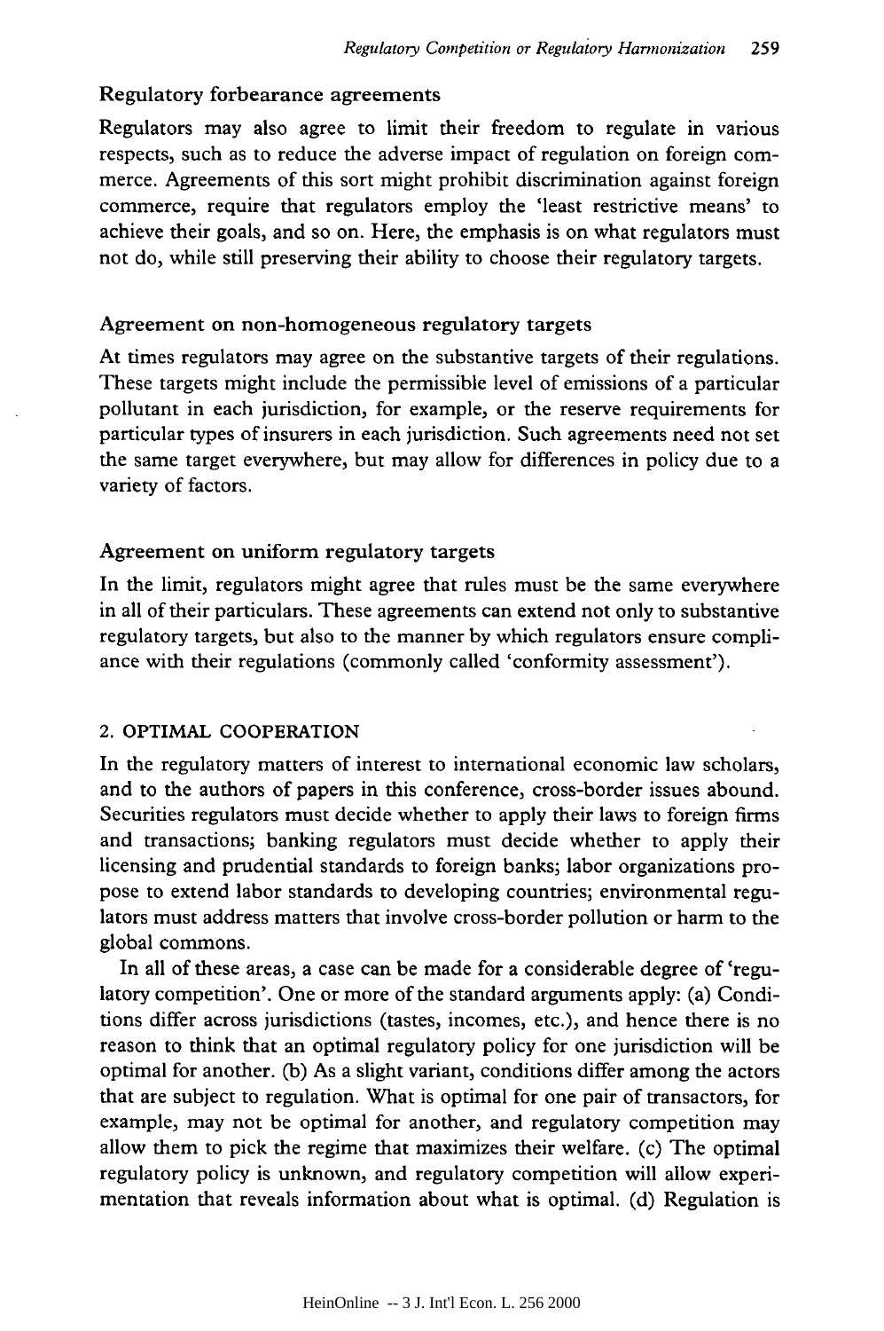### Regulatory forbearance agreements

Regulators may also agree to limit their freedom to regulate in various respects, such as to reduce the adverse impact of regulation on foreign commerce. Agreements of this sort might prohibit discrimination against foreign commerce, require that regulators employ the 'least restrictive means' to achieve their goals, and so on. Here, the emphasis is on what regulators must not do, while still preserving their ability to choose their regulatory targets.

### Agreement on non-homogeneous regulatory targets

At times regulators may agree on the substantive targets of their regulations. These targets might include the permissible level of emissions of a particular pollutant in each jurisdiction, for example, or the reserve requirements for particular types of insurers in each jurisdiction. Such agreements need not set the same target everywhere, but may allow for differences in policy due to a variety of factors.

### Agreement on uniform regulatory targets

In the limit, regulators might agree that rules must be the same everywhere in all of their particulars. These agreements can extend not only to substantive regulatory targets, but also to the manner by which regulators ensure compliance with their regulations (commonly called 'conformity assessment').

## 2. OPTIMAL COOPERATION

In the regulatory matters of interest to international economic law scholars, and to the authors of papers in this conference, cross-border issues abound. Securities regulators must decide whether to apply their laws to foreign firms and transactions; banking regulators must decide whether to apply their licensing and prudential standards to foreign banks; labor organizations propose to extend labor standards to developing countries; environmental regulators must address matters that involve cross-border pollution or harm to the global commons.

In all of these areas, a case can be made for a considerable degree of 'regulatory competition'. One or more of the standard arguments apply: (a) Conditions differ across jurisdictions (tastes, incomes, etc.), and hence there is no reason to think that an optimal regulatory policy for one jurisdiction will be optimal for another. (b) As a slight variant, conditions differ among the actors that are subject to regulation. What is optimal for one pair of transactors, for example, may not be optimal for another, and regulatory competition may allow them to pick the regime that maximizes their welfare. (c) The optimal regulatory policy is unknown, and regulatory competition will allow experimentation that reveals information about what is optimal. (d) Regulation is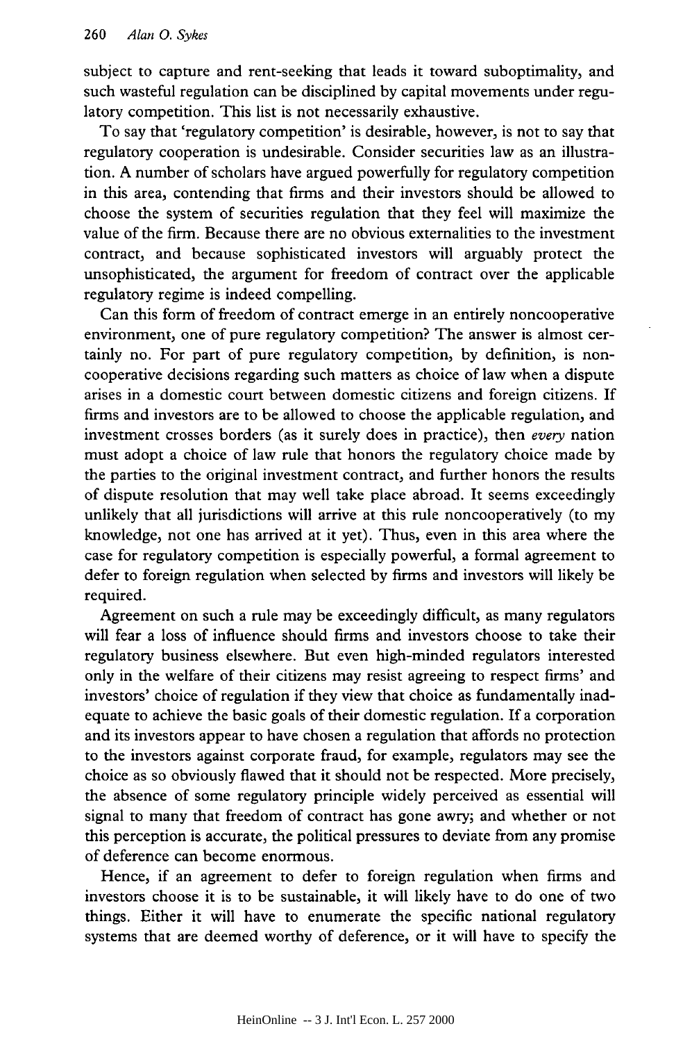subject to capture and rent-seeking that leads it toward suboptimality, and such wasteful regulation can be disciplined by capital movements under regulatory competition. This list is not necessarily exhaustive.

To say that 'regulatory competition' is desirable, however, is not to say that regulatory cooperation is undesirable. Consider securities law as an illustration. A number of scholars have argued powerfully for regulatory competition in this area, contending that firms and their investors should be allowed to choose the system of securities regulation that they feel will maximize the value of the firm. Because there are no obvious externalities to the investment contract, and because sophisticated investors will arguably protect the unsophisticated, the argument for freedom of contract over the applicable regulatory regime is indeed compelling.

Can this form of freedom of contract emerge in an entirely noncooperative environment, one of pure regulatory competition? The answer is almost certainly no. For part of pure regulatory competition, by definition, is noncooperative decisions regarding such matters as choice of law when a dispute arises in a domestic court between domestic citizens and foreign citizens. If firms and investors are to be allowed to choose the applicable regulation, and investment crosses borders (as it surely does in practice), then *every* nation must adopt a choice of law rule that honors the regulatory choice made by the parties to the original investment contract, and further honors the results of dispute resolution that may well take place abroad. It seems exceedingly unlikely that all jurisdictions will arrive at this rule noncooperatively (to my knowledge, not one has arrived at it yet). Thus, even in this area where the case for regulatory competition is especially powerful, a formal agreement to defer to foreign regulation when selected by firms and investors will likely be required.

Agreement on such a rule may be exceedingly difficult, as many regulators will fear a loss of influence should firms and investors choose to take their regulatory business elsewhere. But even high-minded regulators interested only in the welfare of their citizens may resist agreeing to respect firms' and investors' choice of regulation if they view that choice as fundamentally inadequate to achieve the basic goals of their domestic regulation. If a corporation and its investors appear to have chosen a regulation that affords no protection to the investors against corporate fraud, for example, regulators may see the choice as so obviously flawed that it should not be respected. More precisely, the absence of some regulatory principle widely perceived as essential will signal to many that freedom of contract has gone awry; and whether or not this perception is accurate, the political pressures to deviate from any promise of deference can become enormous.

Hence, if an agreement to defer to foreign regulation when firms and investors choose it is to be sustainable, it will likely have to do one of two things. Either it will have to enumerate the specific national regulatory systems that are deemed worthy of deference, or it will have to specify the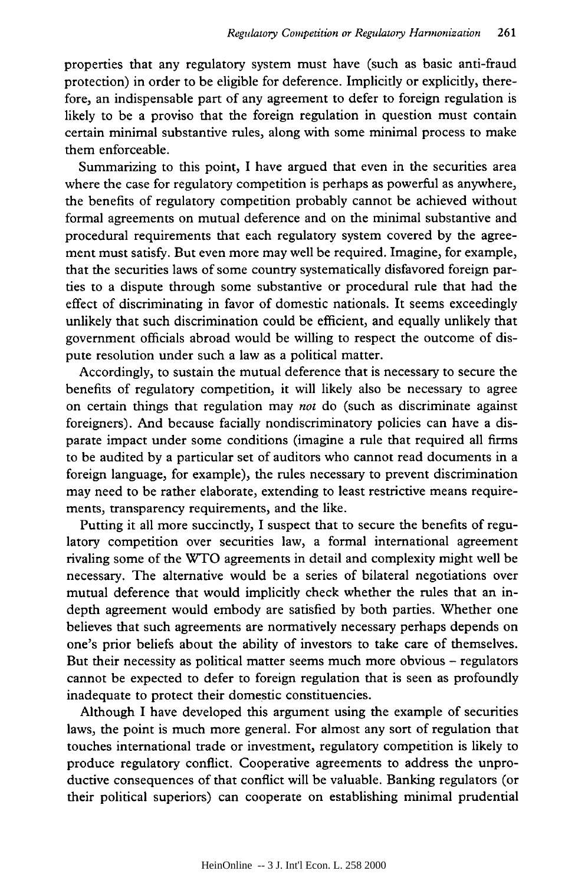properties that any regulatory system must have (such as basic anti-fraud protection) in order to be eligible for deference. Implicitly or explicitly, therefore, an indispensable part of any agreement to defer to foreign regulation is likely to be a proviso that the foreign regulation in question must contain certain minimal substantive rules, along with some minimal process to make them enforceable.

Summarizing to this point, I have argued that even in the securities area where the case for regulatory competition is perhaps as powerful as anywhere, the benefits of regulatory competition probably cannot be achieved without formal agreements on mutual deference and on the minimal substantive and procedural requirements that each regulatory system covered by the agreement must satisfy. But even more may well be required. Imagine, for example, that the securities laws of some country systematically disfavored foreign parties to a dispute through some substantive or procedural rule that had the effect of discriminating in favor of domestic nationals. It seems exceedingly unlikely that such discrimination could be efficient, and equally unlikely that government officials abroad would be willing to respect the outcome of dispute resolution under such a law as a political matter.

Accordingly, to sustain the mutual deference that is necessary to secure the benefits of regulatory competition, it will likely also be necessary to agree on certain things that regulation may *not* do (such as discriminate against foreigners). And because facially nondiscriminatory policies can have a disparate impact under some conditions (imagine a rule that required all firms to be audited by a particular set of auditors who cannot read documents in a foreign language, for example), the rules necessary to prevent discrimination may need to be rather elaborate, extending to least restrictive means requirements, transparency requirements, and the like.

Putting it all more succinctly, I suspect that to secure the benefits of regulatory competition over securities law, a formal international agreement rivaling some of the WTO agreements in detail and complexity might well be necessary. The alternative would be a series of bilateral negotiations over mutual deference that would implicitly check whether the rules that an in-depth agreement would embody are satisfied by both parties. Whether one believes that such agreements are normatively necessary perhaps depends on one's prior beliefs about the ability of investors to take care of themselves. But their necessity as political matter seems much more obvious – regulators cannot be expected to defer to foreign regulation that is seen as profoundly inadequate to protect their domestic constituencies.

Although I have developed this argument using the example of securities laws, the point is much more general. For almost any sort of regulation that touches international trade or investment, regulatory competition is likely to produce regulatory conflict. Cooperative agreements to address the unproductive consequences of that conflict will be valuable. Banking regulators (or their political superiors) can cooperate on establishing minimal prudential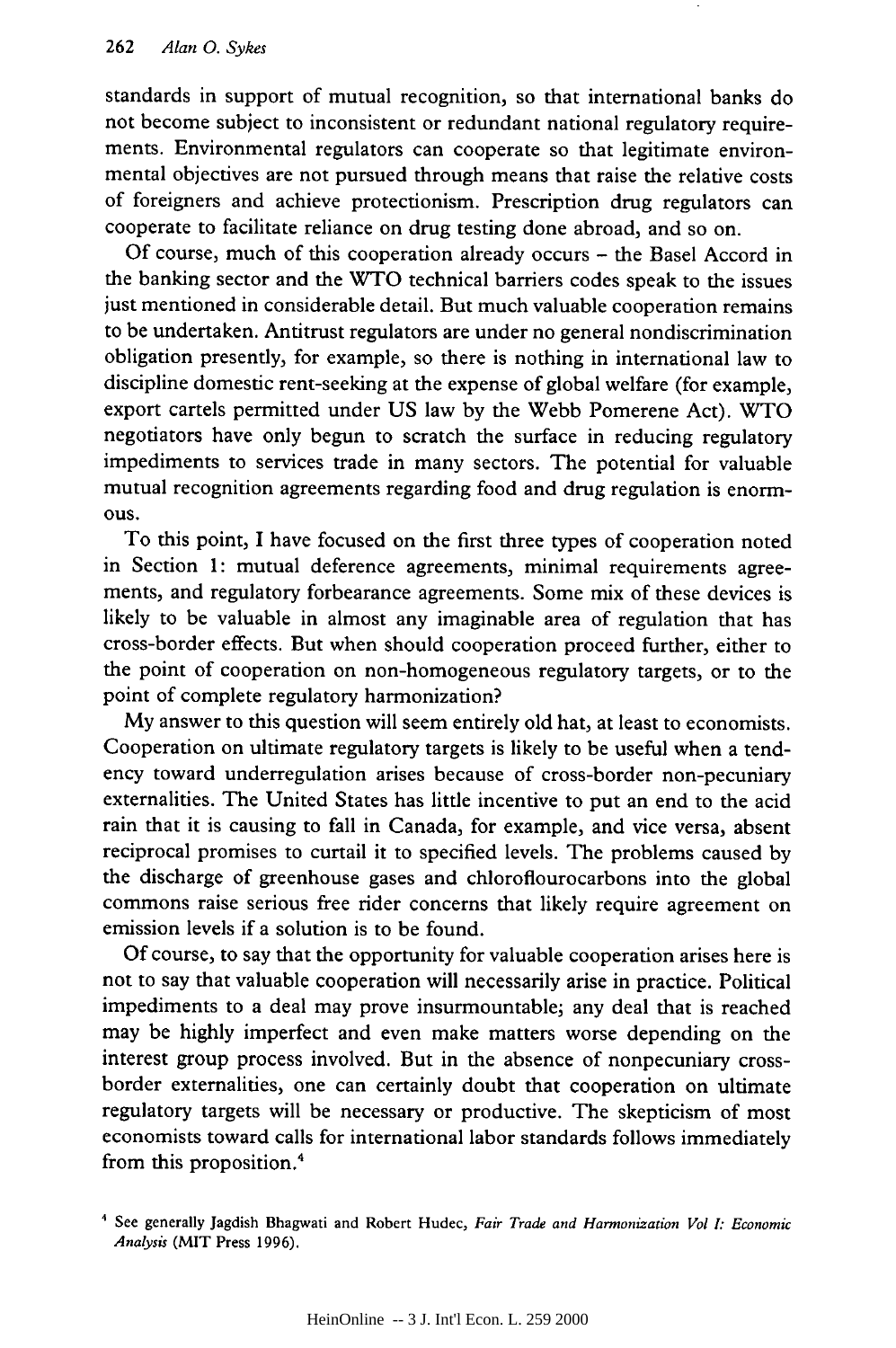standards in support of mutual recognition, so that international banks do not become subject to inconsistent or redundant national regulatory requirements. Environmental regulators can cooperate so that legitimate environmental objectives are not pursued through means that raise the relative costs of foreigners and achieve protectionism. Prescription drug regulators can cooperate to facilitate reliance on drug testing done abroad, and so on.

Of course, much of this cooperation already occurs – the Basel Accord in the banking sector and the WTO technical barriers codes speak to the issues just mentioned in considerable detail. But much valuable cooperation remains to be undertaken. Antitrust regulators are under no general nondiscrimination obligation presently, for example, so there is nothing in international law to discipline domestic rent-seeking at the expense of global welfare (for example, export cartels permitted under US law by the Webb Pomerene Act). WTO negotiators have only begun to scratch the surface in reducing regulatory impediments to services trade in many sectors. The potential for valuable mutual recognition agreements regarding food and drug regulation is enormous.

To this point, I have focused on the first three types of cooperation noted in Section 1: mutual deference agreements, minimal requirements agreements, and regulatory forbearance agreements. Some mix of these devices is likely to be valuable in almost any imaginable area of regulation that has cross-border effects. But when should cooperation proceed further, either to the point of cooperation on non-homogeneous regulatory targets, or to the point of complete regulatory harmonization?

My answer to this question will seem entirely old hat, at least to economists. Cooperation on ultimate regulatory targets is likely to be useful when a tendency toward underregulation arises because of cross-border non-pecuniary externalities. The United States has little incentive to put an end to the acid rain that it is causing to fall in Canada, for example, and vice versa, absent reciprocal promises to curtail it to specified levels. The problems caused by the discharge of greenhouse gases and chloroflourocarbons into the global commons raise serious free rider concerns that likely require agreement on emission levels if a solution is to be found.

Of course, to say that the opportunity for valuable cooperation arises here is not to say that valuable cooperation will necessarily arise in practice. Political impediments to a deal may prove insurmountable; any deal that is reached may be highly imperfect and even make matters worse depending on the interest group process involved. But in the absence of nonpecuniary cross-border externalities, one can certainly doubt that cooperation on ultimate regulatory targets will be necessary or productive. The skepticism of most economists toward calls for international labor standards follows immediately from this proposition.[4]

[4] See generally Jagdish Bhagwati and Robert Hudec, *Fair Trade and Harmonization Vol I: Economic Analysis* (MIT Press 1996).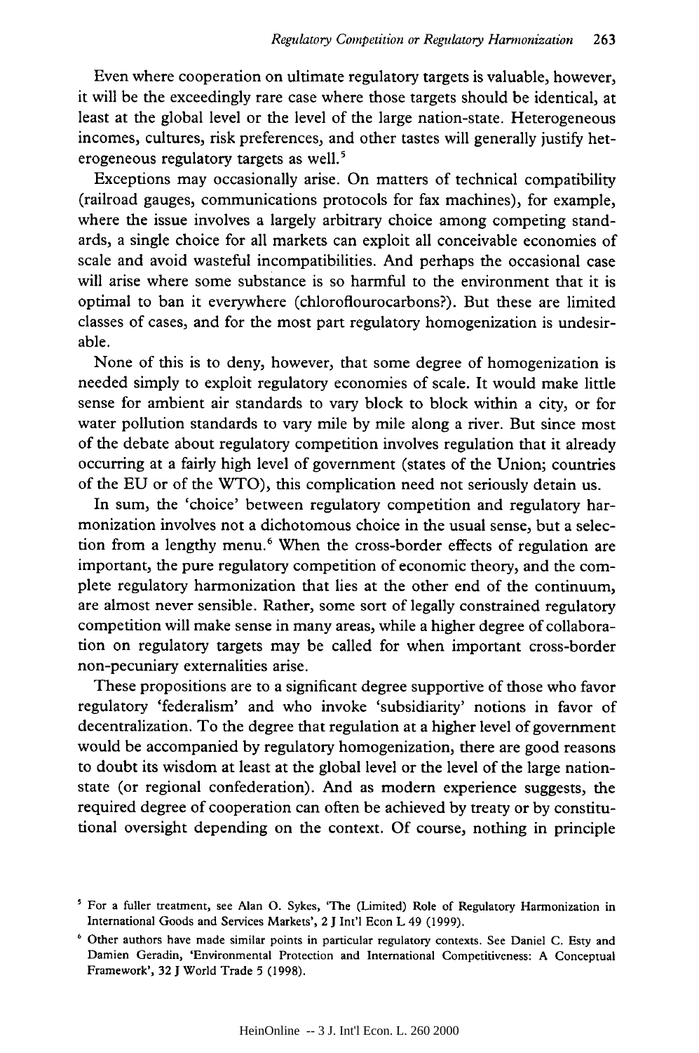Even where cooperation on ultimate regulatory targets is valuable, however, it will be the exceedingly rare case where those targets should be identical, at least at the global level or the level of the large nation-state. Heterogeneous incomes, cultures, risk preferences, and other tastes will generally justify heterogeneous regulatory targets as well.[5]

Exceptions may occasionally arise. On matters of technical compatibility (railroad gauges, communications protocols for fax machines), for example, where the issue involves a largely arbitrary choice among competing standards, a single choice for all markets can exploit all conceivable economies of scale and avoid wasteful incompatibilities. And perhaps the occasional case will arise where some substance is so harmful to the environment that it is optimal to ban it everywhere (chloroflourocarbons?). But these are limited classes of cases, and for the most part regulatory homogenization is undesirable.

None of this is to deny, however, that some degree of homogenization is needed simply to exploit regulatory economies of scale. It would make little sense for ambient air standards to vary block to block within a city, or for water pollution standards to vary mile by mile along a river. But since most of the debate about regulatory competition involves regulation that it already occurring at a fairly high level of government (states of the Union; countries of the EU or of the WTO), this complication need not seriously detain us.

In sum, the 'choice' between regulatory competition and regulatory harmonization involves not a dichotomous choice in the usual sense, but a selection from a lengthy menu.[6] When the cross-border effects of regulation are important, the pure regulatory competition of economic theory, and the complete regulatory harmonization that lies at the other end of the continuum, are almost never sensible. Rather, some sort of legally constrained regulatory competition will make sense in many areas, while a higher degree of collaboration on regulatory targets may be called for when important cross-border non-pecuniary externalities arise.

These propositions are to a significant degree supportive of those who favor regulatory 'federalism' and who invoke 'subsidiarity' notions in favor of decentralization. To the degree that regulation at a higher level of government would be accompanied by regulatory homogenization, there are good reasons to doubt its wisdom at least at the global level or the level of the large nation-state (or regional confederation). And as modern experience suggests, the required degree of cooperation can often be achieved by treaty or by constitutional oversight depending on the context. Of course, nothing in principle

[5] For a fuller treatment, see Alan O. Sykes, 'The (Limited) Role of Regulatory Harmonization in International Goods and Services Markets', 2 J Int'l Econ L 49 (1999).

[6] Other authors have made similar points in particular regulatory contexts. See Daniel C. Esty and Damien Geradin, 'Environmental Protection and International Competitiveness: A Conceptual Framework', 32 J World Trade 5 (1998).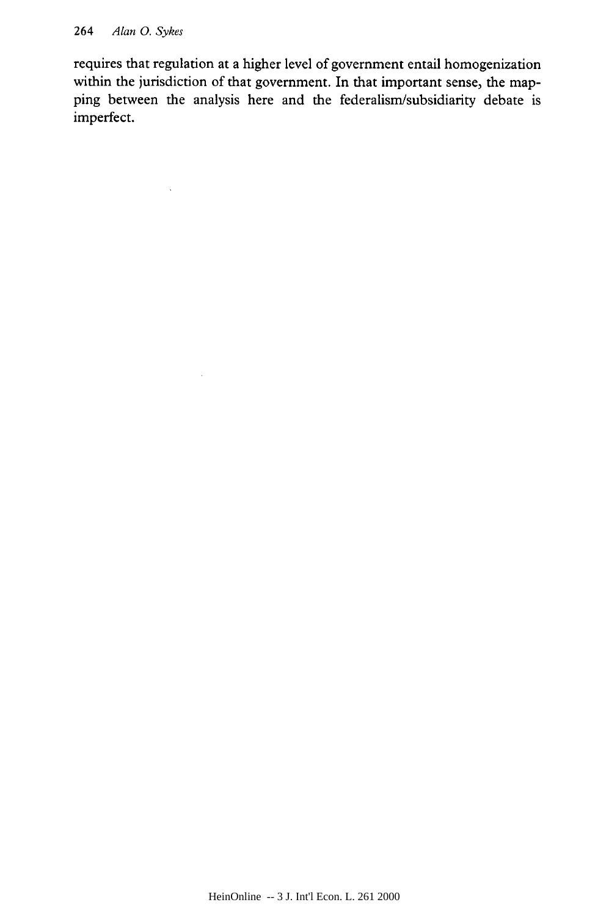requires that regulation at a higher level of government entail homogenization within the jurisdiction of that government. In that important sense, the mapping between the analysis here and the federalism/subsidiarity debate is imperfect.